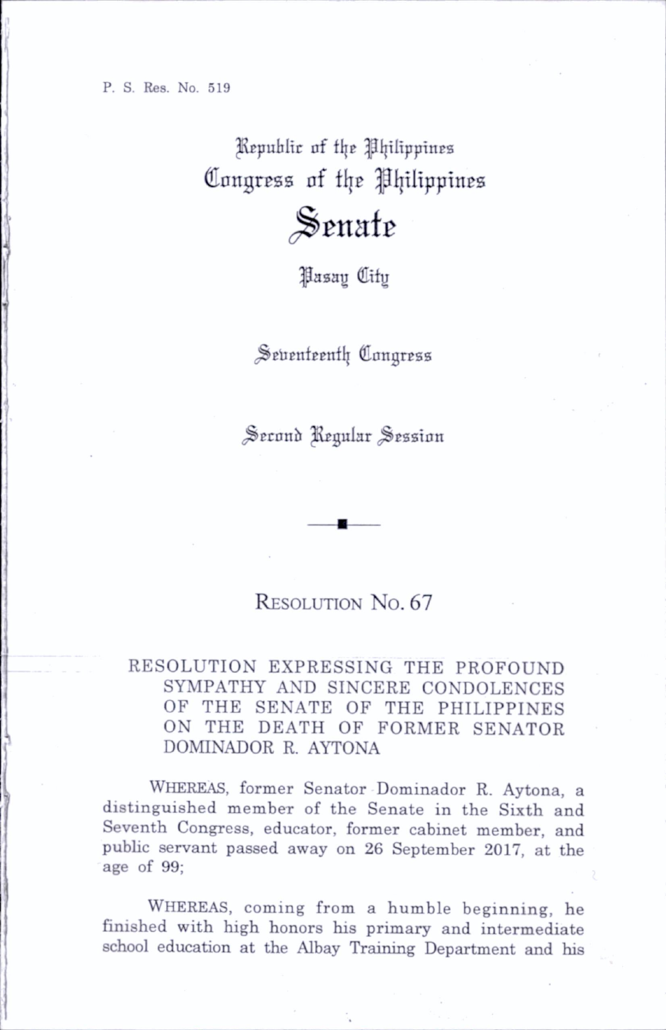P. S. Res. No. 519

Republic of the Philippines
Congress of the Philippines

# Senate

Pasay City

Seventeenth Congress

Second Regular Session

---

## RESOLUTION NO. 67

RESOLUTION EXPRESSING THE PROFOUND SYMPATHY AND SINCERE CONDOLENCES OF THE SENATE OF THE PHILIPPINES ON THE DEATH OF FORMER SENATOR DOMINADOR R. AYTONA

WHEREAS, former Senator Dominador R. Aytona, a distinguished member of the Senate in the Sixth and Seventh Congress, educator, former cabinet member, and public servant passed away on 26 September 2017, at the age of 99;

WHEREAS, coming from a humble beginning, he finished with high honors his primary and intermediate school education at the Albay Training Department and his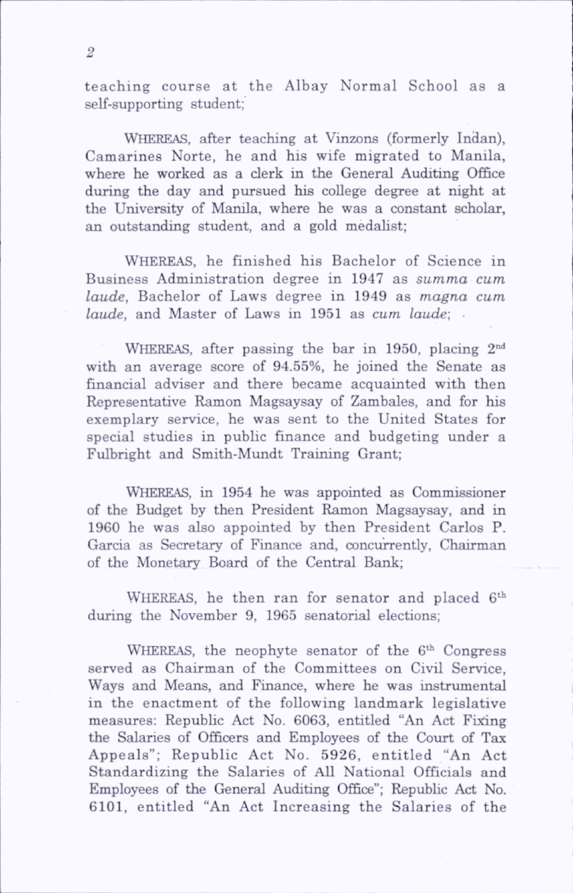teaching course at the Albay Normal School as a self-supporting student;

WHEREAS, after teaching at Vinzons (formerly Indan), Camarines Norte, he and his wife migrated to Manila, where he worked as a clerk in the General Auditing Office during the day and pursued his college degree at night at the University of Manila, where he was a constant scholar, an outstanding student, and a gold medalist;

WHEREAS, he finished his Bachelor of Science in Business Administration degree in 1947 as *summa cum laude*, Bachelor of Laws degree in 1949 as *magna cum laude*, and Master of Laws in 1951 as *cum laude*;

WHEREAS, after passing the bar in 1950, placing 2nd with an average score of 94.55%, he joined the Senate as financial adviser and there became acquainted with then Representative Ramon Magsaysay of Zambales, and for his exemplary service, he was sent to the United States for special studies in public finance and budgeting under a Fulbright and Smith-Mundt Training Grant;

WHEREAS, in 1954 he was appointed as Commissioner of the Budget by then President Ramon Magsaysay, and in 1960 he was also appointed by then President Carlos P. Garcia as Secretary of Finance and, concurrently, Chairman of the Monetary Board of the Central Bank;

WHEREAS, he then ran for senator and placed 6th during the November 9, 1965 senatorial elections;

WHEREAS, the neophyte senator of the 6th Congress served as Chairman of the Committees on Civil Service, Ways and Means, and Finance, where he was instrumental in the enactment of the following landmark legislative measures: Republic Act No. 6063, entitled "An Act Fixing the Salaries of Officers and Employees of the Court of Tax Appeals"; Republic Act No. 5926, entitled "An Act Standardizing the Salaries of All National Officials and Employees of the General Auditing Office"; Republic Act No. 6101, entitled "An Act Increasing the Salaries of the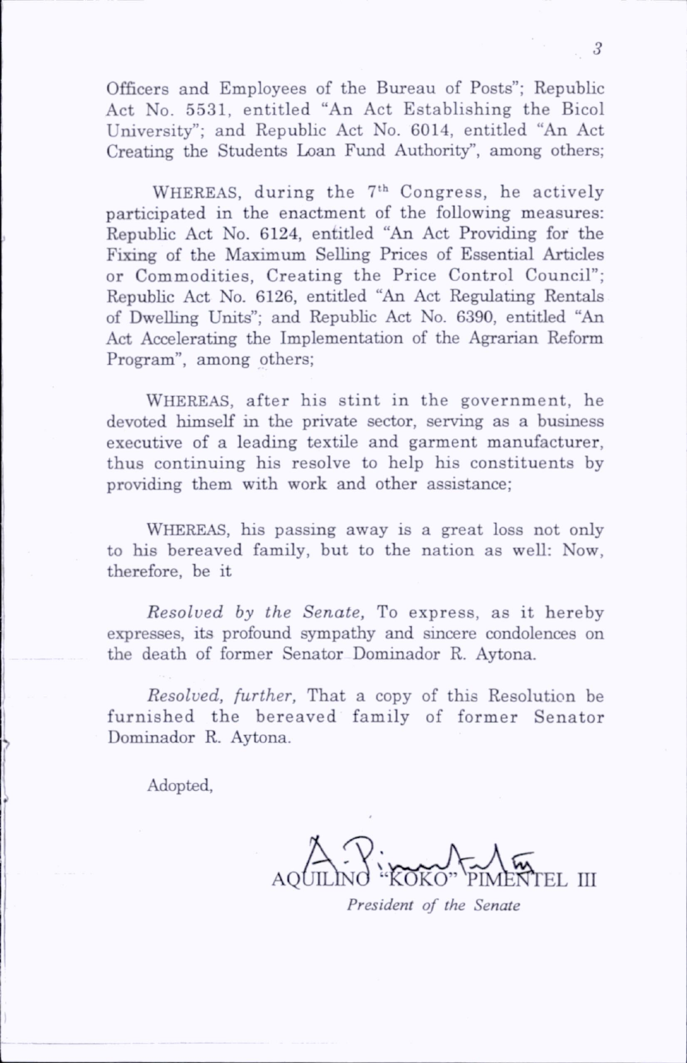Officers and Employees of the Bureau of Posts"; Republic Act No. 5531, entitled "An Act Establishing the Bicol University"; and Republic Act No. 6014, entitled "An Act Creating the Students Loan Fund Authority", among others;

WHEREAS, during the 7th Congress, he actively participated in the enactment of the following measures: Republic Act No. 6124, entitled "An Act Providing for the Fixing of the Maximum Selling Prices of Essential Articles or Commodities, Creating the Price Control Council"; Republic Act No. 6126, entitled "An Act Regulating Rentals of Dwelling Units"; and Republic Act No. 6390, entitled "An Act Accelerating the Implementation of the Agrarian Reform Program", among others;

WHEREAS, after his stint in the government, he devoted himself in the private sector, serving as a business executive of a leading textile and garment manufacturer, thus continuing his resolve to help his constituents by providing them with work and other assistance;

WHEREAS, his passing away is a great loss not only to his bereaved family, but to the nation as well: Now, therefore, be it

*Resolved by the Senate,* To express, as it hereby expresses, its profound sympathy and sincere condolences on the death of former Senator Dominador R. Aytona.

*Resolved, further,* That a copy of this Resolution be furnished the bereaved family of former Senator Dominador R. Aytona.

Adopted,

AQUILINO "KOKO" PIMENTEL III
*President of the Senate*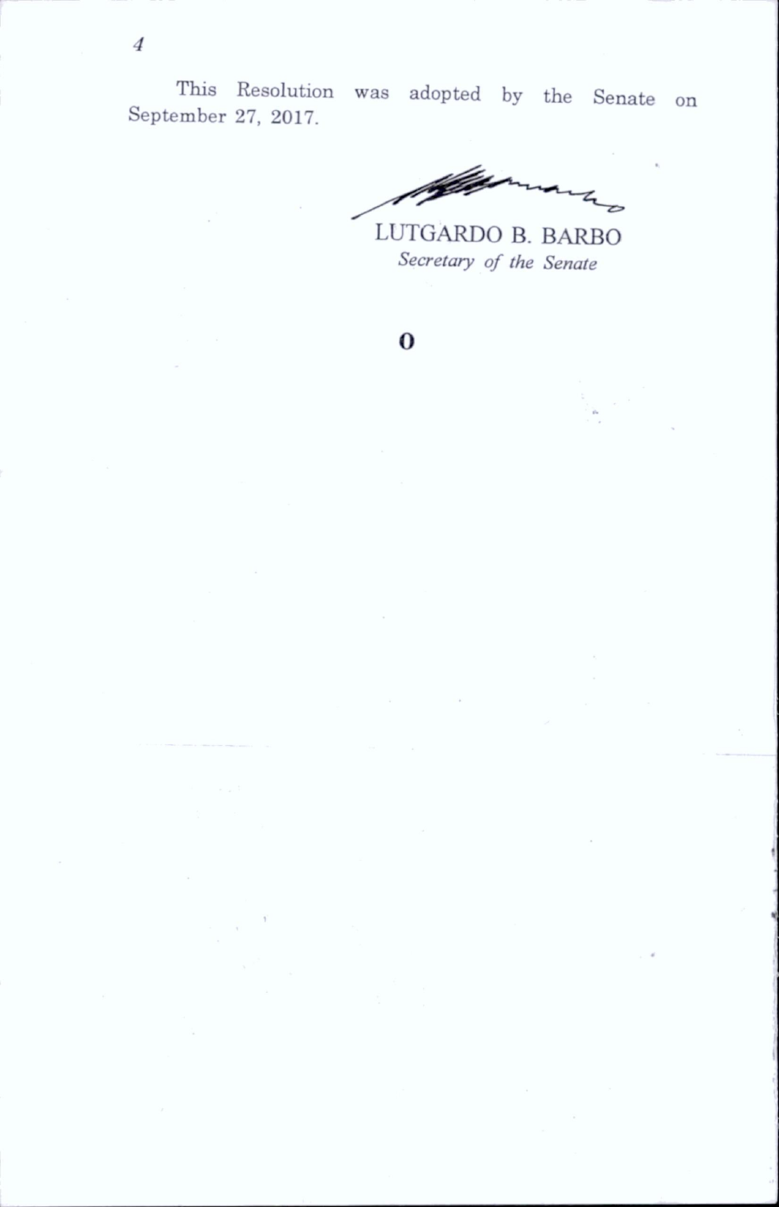This Resolution was adopted by the Senate on September 27, 2017.

LUTGARDO B. BARBO
*Secretary of the Senate*

**0**